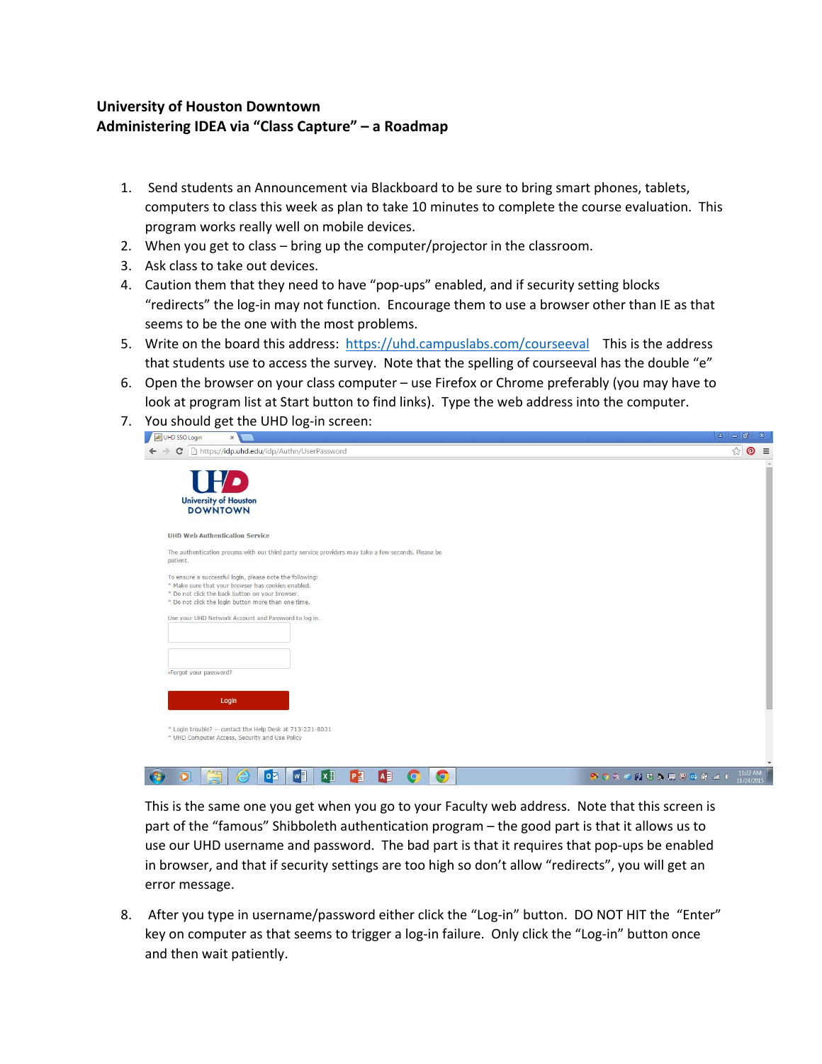**University of Houston Downtown**
**Administering IDEA via "Class Capture" – a Roadmap**

1. Send students an Announcement via Blackboard to be sure to bring smart phones, tablets, computers to class this week as plan to take 10 minutes to complete the course evaluation. This program works really well on mobile devices.
2. When you get to class – bring up the computer/projector in the classroom.
3. Ask class to take out devices.
4. Caution them that they need to have "pop-ups" enabled, and if security setting blocks "redirects" the log-in may not function. Encourage them to use a browser other than IE as that seems to be the one with the most problems.
5. Write on the board this address: [https://uhd.campuslabs.com/courseeval](https://uhd.campuslabs.com/courseeval) This is the address that students use to access the survey. Note that the spelling of courseeval has the double "e"
6. Open the browser on your class computer – use Firefox or Chrome preferably (you may have to look at program list at Start button to find links). Type the web address into the computer.
7. You should get the UHD log-in screen:

   This is the same one you get when you go to your Faculty web address. Note that this screen is part of the "famous" Shibboleth authentication program – the good part is that it allows us to use our UHD username and password. The bad part is that it requires that pop-ups be enabled in browser, and that if security settings are too high so don't allow "redirects", you will get an error message.

8. After you type in username/password either click the "Log-in" button. DO NOT HIT the "Enter" key on computer as that seems to trigger a log-in failure. Only click the "Log-in" button once and then wait patiently.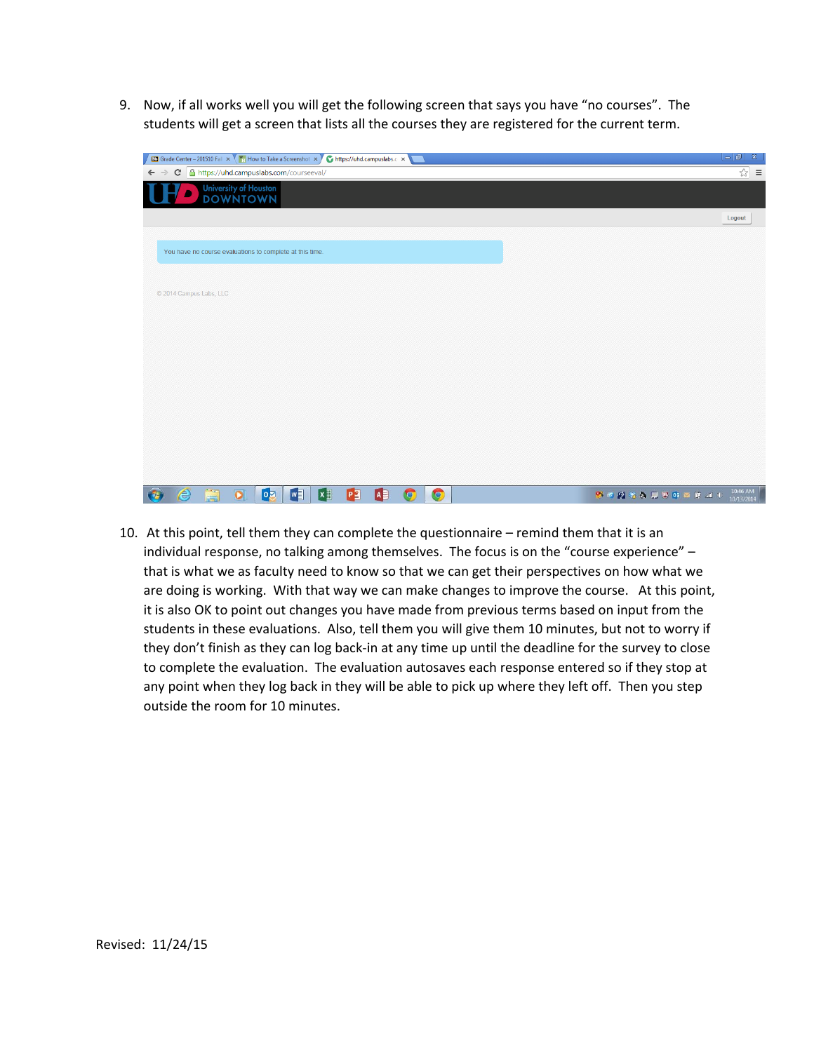9. Now, if all works well you will get the following screen that says you have "no courses". The students will get a screen that lists all the courses they are registered for the current term.

10. At this point, tell them they can complete the questionnaire – remind them that it is an individual response, no talking among themselves. The focus is on the "course experience" – that is what we as faculty need to know so that we can get their perspectives on how what we are doing is working. With that way we can make changes to improve the course. At this point, it is also OK to point out changes you have made from previous terms based on input from the students in these evaluations. Also, tell them you will give them 10 minutes, but not to worry if they don't finish as they can log back-in at any time up until the deadline for the survey to close to complete the evaluation. The evaluation autosaves each response entered so if they stop at any point when they log back in they will be able to pick up where they left off. Then you step outside the room for 10 minutes.

Revised: 11/24/15